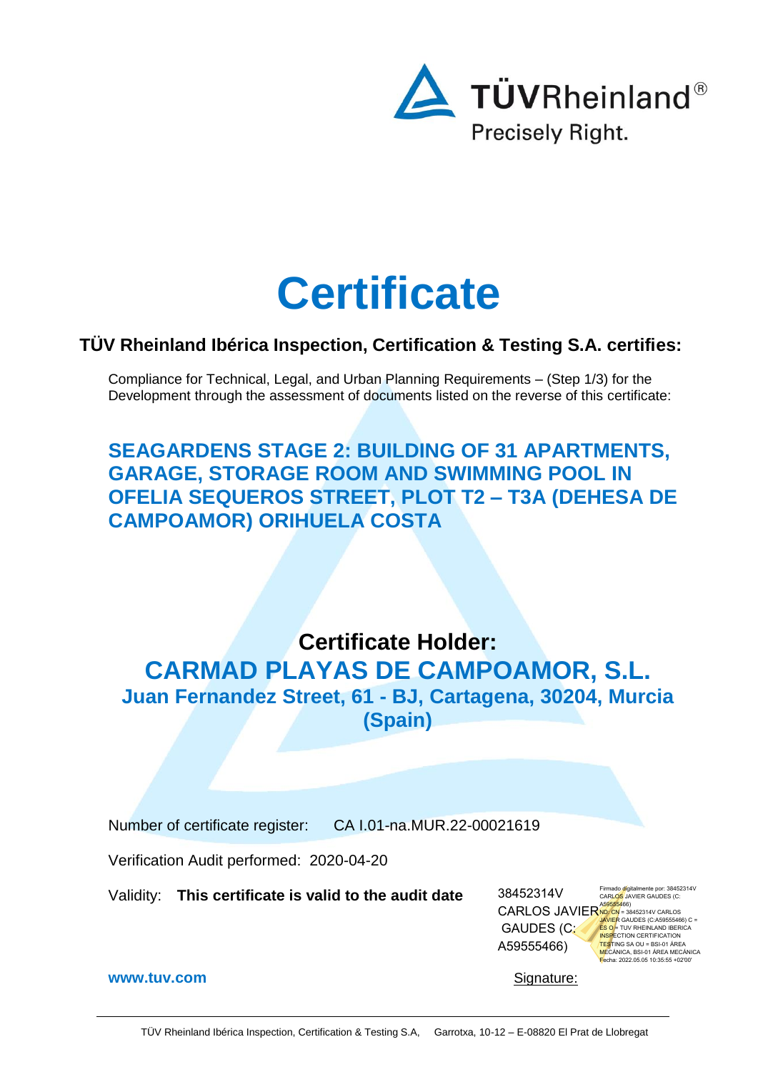TÜVRheinland®

Precisely Right.

# Certificate

**TÜV Rheinland Ibérica Inspection, Certification & Testing S.A. certifies:**

Compliance for Technical, Legal, and Urban Planning Requirements – (Step 1/3) for the Development through the assessment of documents listed on the reverse of this certificate:

## SEAGARDENS STAGE 2: BUILDING OF 31 APARTMENTS, GARAGE, STORAGE ROOM AND SWIMMING POOL IN OFELIA SEQUEROS STREET, PLOT T2 – T3A (DEHESA DE CAMPOAMOR) ORIHUELA COSTA

**Certificate Holder:**

## CARMAD PLAYAS DE CAMPOAMOR, S.L.

**Juan Fernandez Street, 61 - BJ, Cartagena, 30204, Murcia (Spain)**

Number of certificate register: CA I.01-na.MUR.22-00021619

Verification Audit performed: 2020-04-20

Validity: **This certificate is valid to the audit date**

38452314V CARLOS JAVIER GAUDES (C: A59555466)

Firmado digitalmente por: 38452314V CARLOS JAVIER GAUDES (C: A59555466)
ND: CN = 38452314V CARLOS JAVIER GAUDES (C:A59555466) C = ES O = TUV RHEINLAND IBERICA INSPECTION CERTIFICATION TESTING SA OU = BSI-01 ÁREA MECÁNICA, BSI-01 ÁREA MECÁNICA
Fecha: 2022.05.05 10:35:55 +02'00'

**www.tuv.com**

Signature:

TÜV Rheinland Ibérica Inspection, Certification & Testing S.A, Garrotxa, 10-12 – E-08820 El Prat de Llobregat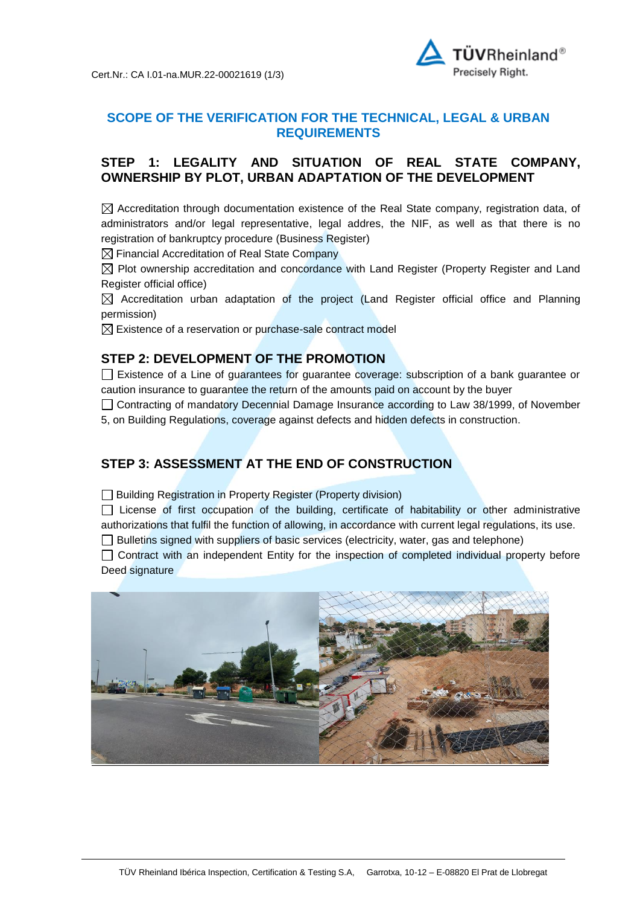Cert.Nr.: CA I.01-na.MUR.22-00021619 (1/3)

## SCOPE OF THE VERIFICATION FOR THE TECHNICAL, LEGAL & URBAN REQUIREMENTS

### STEP 1: LEGALITY AND SITUATION OF REAL STATE COMPANY, OWNERSHIP BY PLOT, URBAN ADAPTATION OF THE DEVELOPMENT

☒ Accreditation through documentation existence of the Real State company, registration data, of administrators and/or legal representative, legal addres, the NIF, as well as that there is no registration of bankruptcy procedure (Business Register)

☒ Financial Accreditation of Real State Company

☒ Plot ownership accreditation and concordance with Land Register (Property Register and Land Register official office)

☒ Accreditation urban adaptation of the project (Land Register official office and Planning permission)

☒ Existence of a reservation or purchase-sale contract model

### STEP 2: DEVELOPMENT OF THE PROMOTION

☐ Existence of a Line of guarantees for guarantee coverage: subscription of a bank guarantee or caution insurance to guarantee the return of the amounts paid on account by the buyer

☐ Contracting of mandatory Decennial Damage Insurance according to Law 38/1999, of November 5, on Building Regulations, coverage against defects and hidden defects in construction.

### STEP 3: ASSESSMENT AT THE END OF CONSTRUCTION

☐ Building Registration in Property Register (Property division)

☐ License of first occupation of the building, certificate of habitability or other administrative authorizations that fulfil the function of allowing, in accordance with current legal regulations, its use.

☐ Bulletins signed with suppliers of basic services (electricity, water, gas and telephone)

☐ Contract with an independent Entity for the inspection of completed individual property before Deed signature

TÜV Rheinland Ibérica Inspection, Certification & Testing S.A, Garrotxa, 10-12 – E-08820 El Prat de Llobregat